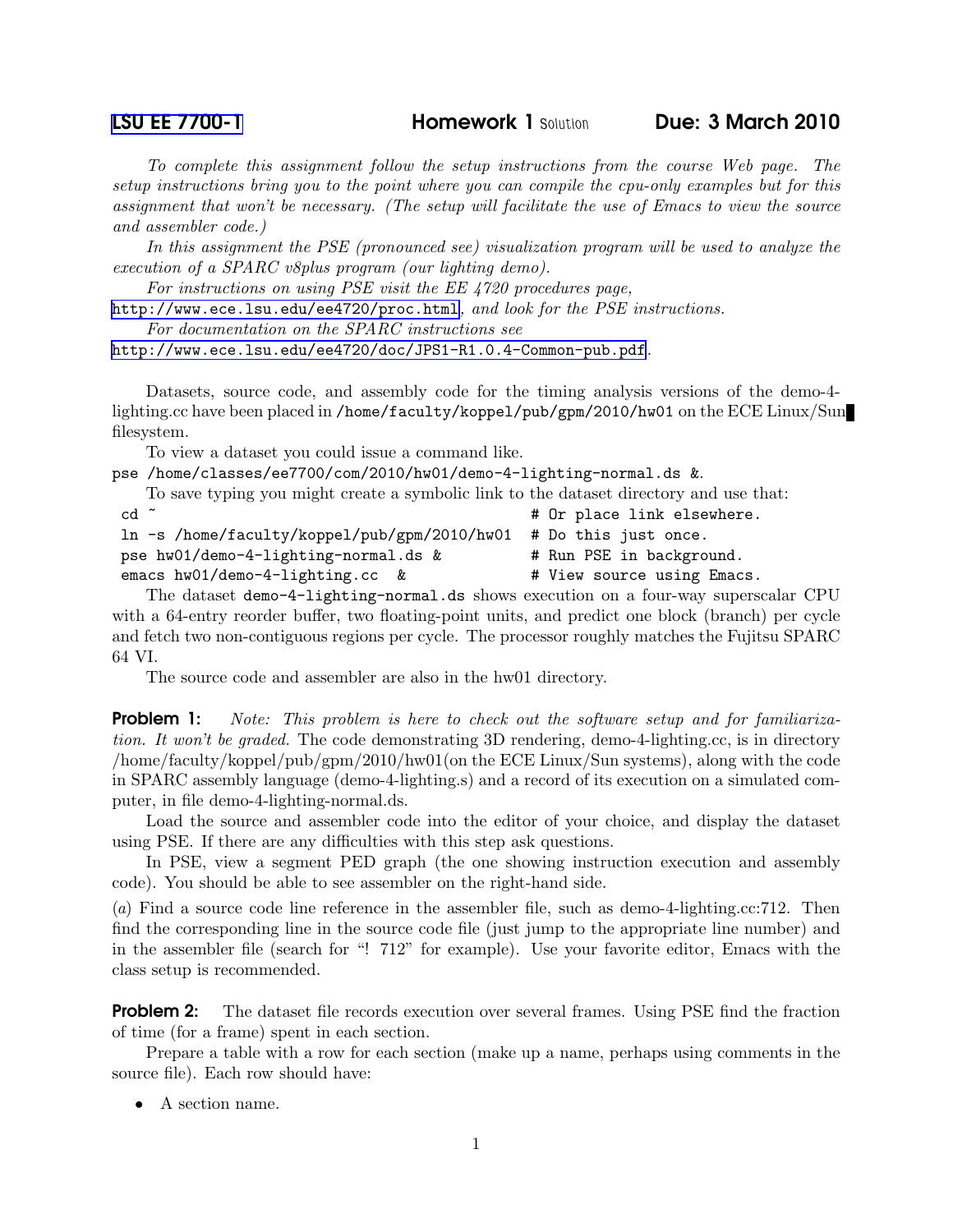LSU EE 7700-1 **Homework 1** Solution **Due: 3 March 2010**

*To complete this assignment follow the setup instructions from the course Web page. The setup instructions bring you to the point where you can compile the cpu-only examples but for this assignment that won't be necessary. (The setup will facilitate the use of Emacs to view the source and assembler code.)*

*In this assignment the PSE (pronounced see) visualization program will be used to analyze the execution of a SPARC v8plus program (our lighting demo).*

*For instructions on using PSE visit the EE 4720 procedures page,* http://www.ece.lsu.edu/ee4720/proc.html*, and look for the PSE instructions.*

*For documentation on the SPARC instructions see* http://www.ece.lsu.edu/ee4720/doc/JPS1-R1.0.4-Common-pub.pdf.

Datasets, source code, and assembly code for the timing analysis versions of the demo-4-lighting.cc have been placed in `/home/faculty/koppel/pub/gpm/2010/hw01` on the ECE Linux/Sun filesystem.

To view a dataset you could issue a command like.

`pse /home/classes/ee7700/com/2010/hw01/demo-4-lighting-normal.ds &`.

To save typing you might create a symbolic link to the dataset directory and use that:

```
cd ~                                              # Or place link elsewhere.
ln -s /home/faculty/koppel/pub/gpm/2010/hw01     # Do this just once.
pse hw01/demo-4-lighting-normal.ds &              # Run PSE in background.
emacs hw01/demo-4-lighting.cc  &                  # View source using Emacs.
```

The dataset `demo-4-lighting-normal.ds` shows execution on a four-way superscalar CPU with a 64-entry reorder buffer, two floating-point units, and predict one block (branch) per cycle and fetch two non-contiguous regions per cycle. The processor roughly matches the Fujitsu SPARC 64 VI.

The source code and assembler are also in the hw01 directory.

**Problem 1:** *Note: This problem is here to check out the software setup and for familiarization. It won't be graded.* The code demonstrating 3D rendering, demo-4-lighting.cc, is in directory /home/faculty/koppel/pub/gpm/2010/hw01(on the ECE Linux/Sun systems), along with the code in SPARC assembly language (demo-4-lighting.s) and a record of its execution on a simulated computer, in file demo-4-lighting-normal.ds.

Load the source and assembler code into the editor of your choice, and display the dataset using PSE. If there are any difficulties with this step ask questions.

In PSE, view a segment PED graph (the one showing instruction execution and assembly code). You should be able to see assembler on the right-hand side.

(*a*) Find a source code line reference in the assembler file, such as demo-4-lighting.cc:712. Then find the corresponding line in the source code file (just jump to the appropriate line number) and in the assembler file (search for "! 712" for example). Use your favorite editor, Emacs with the class setup is recommended.

**Problem 2:** The dataset file records execution over several frames. Using PSE find the fraction of time (for a frame) spent in each section.

Prepare a table with a row for each section (make up a name, perhaps using comments in the source file). Each row should have:

- A section name.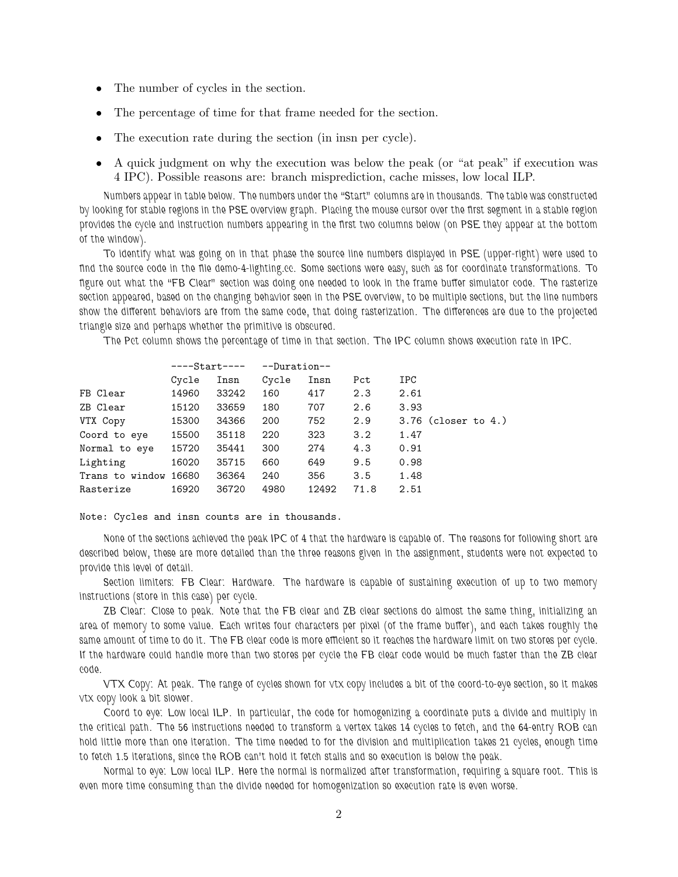- The number of cycles in the section.
- The percentage of time for that frame needed for the section.
- The execution rate during the section (in insn per cycle).
- A quick judgment on why the execution was below the peak (or "at peak" if execution was 4 IPC). Possible reasons are: branch misprediction, cache misses, low local ILP.

Numbers appear in table below. The numbers under the "Start" columns are in thousands. The table was constructed by looking for stable regions in the PSE overview graph. Placing the mouse cursor over the first segment in a stable region provides the cycle and instruction numbers appearing in the first two columns below (on PSE they appear at the bottom of the window).

To identify what was going on in that phase the source line numbers displayed in PSE (upper-right) were used to find the source code in the file demo-4-lighting.cc. Some sections were easy, such as for coordinate transformations. To figure out what the "FB Clear" section was doing one needed to look in the frame buffer simulator code. The rasterize section appeared, based on the changing behavior seen in the PSE overview, to be multiple sections, but the line numbers show the different behaviors are from the same code, that doing rasterization. The differences are due to the projected triangle size and perhaps whether the primitive is obscured.

The Pct column shows the percentage of time in that section. The IPC column shows execution rate in IPC.

```
                ----Start----   --Duration--
                Cycle   Insn    Cycle   Insn    Pct     IPC
FB Clear        14960   33242   160     417     2.3     2.61
ZB Clear        15120   33659   180     707     2.6     3.93
VTX Copy        15300   34366   200     752     2.9     3.76 (closer to 4.)
Coord to eye    15500   35118   220     323     3.2     1.47
Normal to eye   15720   35441   300     274     4.3     0.91
Lighting        16020   35715   660     649     9.5     0.98
Trans to window 16680   36364   240     356     3.5     1.48
Rasterize       16920   36720   4980    12492   71.8    2.51

Note: Cycles and insn counts are in thousands.
```

None of the sections achieved the peak IPC of 4 that the hardware is capable of. The reasons for following short are described below, these are more detailed than the three reasons given in the assignment, students were not expected to provide this level of detail.

Section limiters: FB Clear: Hardware. The hardware is capable of sustaining execution of up to two memory instructions (store in this case) per cycle.

ZB Clear: Close to peak. Note that the FB clear and ZB clear sections do almost the same thing, initializing an area of memory to some value. Each writes four characters per pixel (of the frame buffer), and each takes roughly the same amount of time to do it. The FB clear code is more efficient so it reaches the hardware limit on two stores per cycle. If the hardware could handle more than two stores per cycle the FB clear code would be much faster than the ZB clear code.

VTX Copy: At peak. The range of cycles shown for vtx copy includes a bit of the coord-to-eye section, so it makes vtx copy look a bit slower.

Coord to eye: Low local ILP. In particular, the code for homogenizing a coordinate puts a divide and multiply in the critical path. The 56 instructions needed to transform a vertex takes 14 cycles to fetch, and the 64-entry ROB can hold little more than one iteration. The time needed to for the division and multiplication takes 21 cycles, enough time to fetch 1.5 iterations, since the ROB can't hold it fetch stalls and so execution is below the peak.

Normal to eye: Low local ILP. Here the normal is normalized after transformation, requiring a square root. This is even more time consuming than the divide needed for homogenization so execution rate is even worse.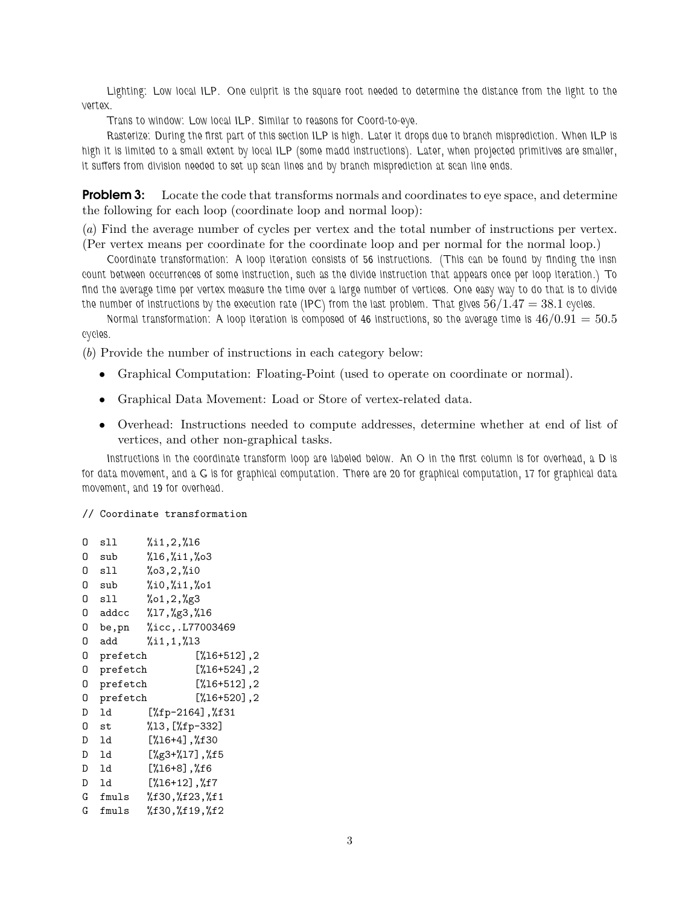Lighting: Low local ILP. One culprit is the square root needed to determine the distance from the light to the vertex.

Trans to window: Low local ILP. Similar to reasons for Coord-to-eye.

Rasterize: During the first part of this section ILP is high. Later it drops due to branch misprediction. When ILP is high it is limited to a small extent by local ILP (some madd instructions). Later, when projected primitives are smaller, it suffers from division needed to set up scan lines and by branch misprediction at scan line ends.

**Problem 3:** Locate the code that transforms normals and coordinates to eye space, and determine the following for each loop (coordinate loop and normal loop):

(*a*) Find the average number of cycles per vertex and the total number of instructions per vertex. (Per vertex means per coordinate for the coordinate loop and per normal for the normal loop.)

Coordinate transformation: A loop iteration consists of 56 instructions. (This can be found by finding the insn count between occurrences of some instruction, such as the divide instruction that appears once per loop iteration.) To find the average time per vertex measure the time over a large number of vertices. One easy way to do that is to divide the number of instructions by the execution rate (IPC) from the last problem. That gives $56/1.47 = 38.1$ cycles.

Normal transformation: A loop iteration is composed of 46 instructions, so the average time is $46/0.91 = 50.5$ cycles.

(*b*) Provide the number of instructions in each category below:

- Graphical Computation: Floating-Point (used to operate on coordinate or normal).
- Graphical Data Movement: Load or Store of vertex-related data.
- Overhead: Instructions needed to compute addresses, determine whether at end of list of vertices, and other non-graphical tasks.

Instructions in the coordinate transform loop are labeled below. An O in the first column is for overhead, a D is for data movement, and a G is for graphical computation. There are 20 for graphical computation, 17 for graphical data movement, and 19 for overhead.

```
// Coordinate transformation

O  sll      %i1,2,%l6
O  sub      %l6,%i1,%o3
O  sll      %o3,2,%i0
O  sub      %i0,%i1,%o1
O  sll      %o1,2,%g3
O  addcc    %l7,%g3,%l6
O  be,pn    %icc,.L77003469
O  add      %i1,1,%l3
O  prefetch         [%l6+512],2
O  prefetch         [%l6+524],2
O  prefetch         [%l6+512],2
O  prefetch         [%l6+520],2
D  ld       [%fp-2164],%f31
O  st       %l3,[%fp-332]
D  ld       [%l6+4],%f30
D  ld       [%g3+%l7],%f5
D  ld       [%l6+8],%f6
D  ld       [%l6+12],%f7
G  fmuls    %f30,%f23,%f1
G  fmuls    %f30,%f19,%f2
```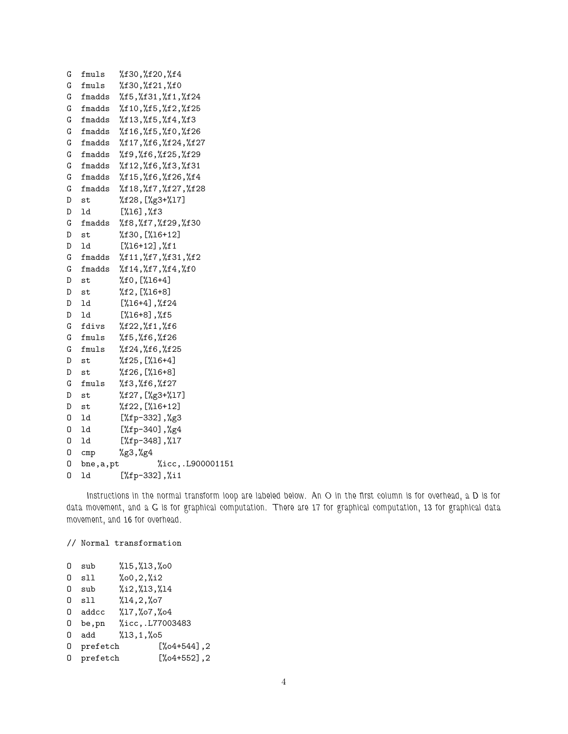```
G  fmuls   %f30,%f20,%f4
G  fmuls   %f30,%f21,%f0
G  fmadds  %f5,%f31,%f1,%f24
G  fmadds  %f10,%f5,%f2,%f25
G  fmadds  %f13,%f5,%f4,%f3
G  fmadds  %f16,%f5,%f0,%f26
G  fmadds  %f17,%f6,%f24,%f27
G  fmadds  %f9,%f6,%f25,%f29
G  fmadds  %f12,%f6,%f3,%f31
G  fmadds  %f15,%f6,%f26,%f4
G  fmadds  %f18,%f7,%f27,%f28
D  st      %f28,[%g3+%l7]
D  ld      [%l6],%f3
G  fmadds  %f8,%f7,%f29,%f30
D  st      %f30,[%l6+12]
D  ld      [%l6+12],%f1
G  fmadds  %f11,%f7,%f31,%f2
G  fmadds  %f14,%f7,%f4,%f0
D  st      %f0,[%l6+4]
D  st      %f2,[%l6+8]
D  ld      [%l6+4],%f24
D  ld      [%l6+8],%f5
G  fdivs   %f22,%f1,%f6
G  fmuls   %f5,%f6,%f26
G  fmuls   %f24,%f6,%f25
D  st      %f25,[%l6+4]
D  st      %f26,[%l6+8]
G  fmuls   %f3,%f6,%f27
D  st      %f27,[%g3+%l7]
D  st      %f22,[%l6+12]
O  ld      [%fp-332],%g3
O  ld      [%fp-340],%g4
O  ld      [%fp-348],%l7
O  cmp     %g3,%g4
O  bne,a,pt        %icc,.L900001151
O  ld      [%fp-332],%i1
```

Instructions in the normal transform loop are labeled below. An O in the first column is for overhead, a D is for data movement, and a G is for graphical computation. There are 17 for graphical computation, 13 for graphical data movement, and 16 for overhead.

```
// Normal transformation

O  sub     %l5,%l3,%o0
O  sll     %o0,2,%i2
O  sub     %i2,%l3,%l4
O  sll     %l4,2,%o7
O  addcc   %l7,%o7,%o4
O  be,pn   %icc,.L77003483
O  add     %l3,1,%o5
O  prefetch        [%o4+544],2
O  prefetch        [%o4+552],2
```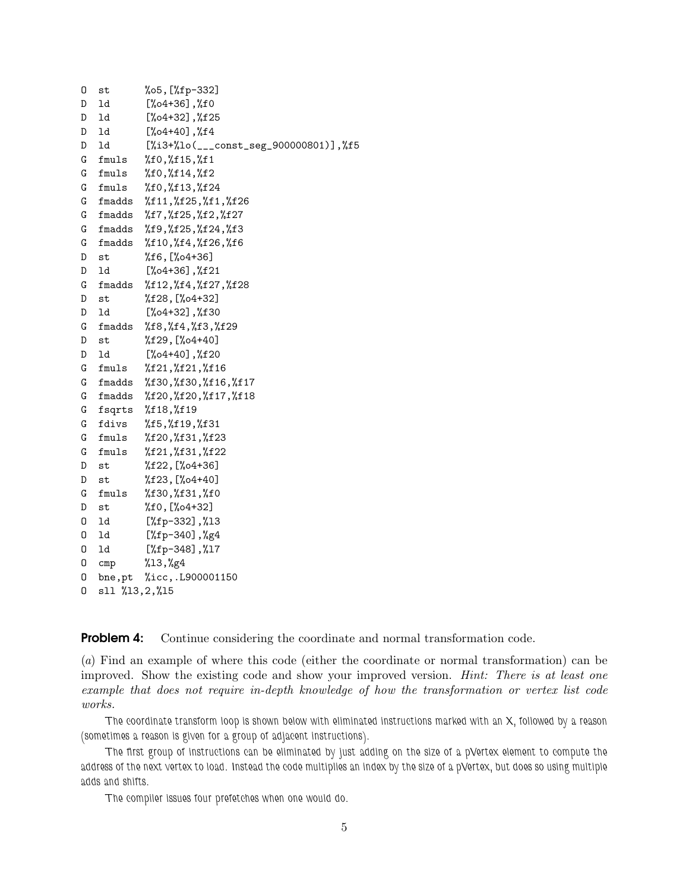```
O  st       %o5,[%fp-332]
D  ld       [%o4+36],%f0
D  ld       [%o4+32],%f25
D  ld       [%o4+40],%f4
D  ld       [%i3+%lo(___const_seg_900000801)],%f5
G  fmuls    %f0,%f15,%f1
G  fmuls    %f0,%f14,%f2
G  fmuls    %f0,%f13,%f24
G  fmadds   %f11,%f25,%f1,%f26
G  fmadds   %f7,%f25,%f2,%f27
G  fmadds   %f9,%f25,%f24,%f3
G  fmadds   %f10,%f4,%f26,%f6
D  st       %f6,[%o4+36]
D  ld       [%o4+36],%f21
G  fmadds   %f12,%f4,%f27,%f28
D  st       %f28,[%o4+32]
D  ld       [%o4+32],%f30
G  fmadds   %f8,%f4,%f3,%f29
D  st       %f29,[%o4+40]
D  ld       [%o4+40],%f20
G  fmuls    %f21,%f21,%f16
G  fmadds   %f30,%f30,%f16,%f17
G  fmadds   %f20,%f20,%f17,%f18
G  fsqrts   %f18,%f19
G  fdivs    %f5,%f19,%f31
G  fmuls    %f20,%f31,%f23
G  fmuls    %f21,%f31,%f22
D  st       %f22,[%o4+36]
D  st       %f23,[%o4+40]
G  fmuls    %f30,%f31,%f0
D  st       %f0,[%o4+32]
O  ld       [%fp-332],%l3
O  ld       [%fp-340],%g4
O  ld       [%fp-348],%l7
O  cmp      %l3,%g4
O  bne,pt   %icc,.L900001150
O  sll %l3,2,%l5
```

**Problem 4:** Continue considering the coordinate and normal transformation code.

(*a*) Find an example of where this code (either the coordinate or normal transformation) can be improved. Show the existing code and show your improved version. *Hint: There is at least one example that does not require in-depth knowledge of how the transformation or vertex list code works.*

The coordinate transform loop is shown below with eliminated instructions marked with an X, followed by a reason (sometimes a reason is given for a group of adjacent instructions).

The first group of instructions can be eliminated by just adding on the size of a pVertex element to compute the address of the next vertex to load. Instead the code multiplies an index by the size of a pVertex, but does so using multiple adds and shifts.

The compiler issues four prefetches when one would do.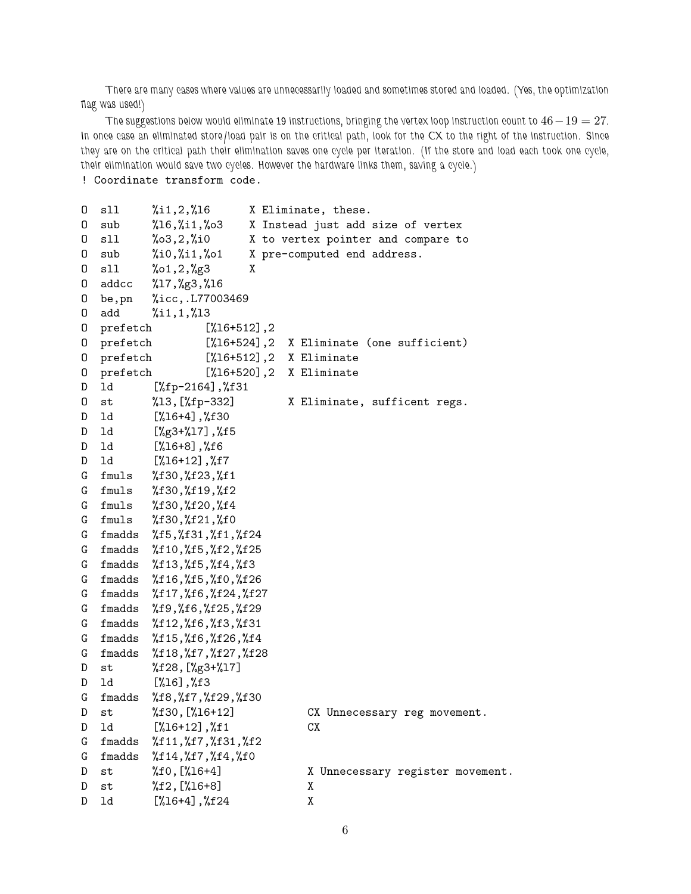There are many cases where values are unnecessarily loaded and sometimes stored and loaded. (Yes, the optimization flag was used!)

The suggestions below would eliminate 19 instructions, bringing the vertex loop instruction count to $46 - 19 = 27$. In once case an eliminated store/load pair is on the critical path, look for the CX to the right of the instruction. Since they are on the critical path their elimination saves one cycle per iteration. (If the store and load each took one cycle, their elimination would save two cycles. However the hardware links them, saving a cycle.)

```
! Coordinate transform code.

O  sll      %i1,2,%l6       X Eliminate, these.
O  sub      %l6,%i1,%o3     X Instead just add size of vertex
O  sll      %o3,2,%i0       X to vertex pointer and compare to
O  sub      %i0,%i1,%o1     X pre-computed end address.
O  sll      %o1,2,%g3       X
O  addcc    %l7,%g3,%l6
O  be,pn    %icc,.L77003469
O  add      %i1,1,%l3
O  prefetch       [%l6+512],2
O  prefetch       [%l6+524],2  X Eliminate (one sufficient)
O  prefetch       [%l6+512],2  X Eliminate
O  prefetch       [%l6+520],2  X Eliminate
D  ld       [%fp-2164],%f31
O  st       %l3,[%fp-332]       X Eliminate, sufficent regs.
D  ld       [%l6+4],%f30
D  ld       [%g3+%l7],%f5
D  ld       [%l6+8],%f6
D  ld       [%l6+12],%f7
G  fmuls    %f30,%f23,%f1
G  fmuls    %f30,%f19,%f2
G  fmuls    %f30,%f20,%f4
G  fmuls    %f30,%f21,%f0
G  fmadds   %f5,%f31,%f1,%f24
G  fmadds   %f10,%f5,%f2,%f25
G  fmadds   %f13,%f5,%f4,%f3
G  fmadds   %f16,%f5,%f0,%f26
G  fmadds   %f17,%f6,%f24,%f27
G  fmadds   %f9,%f6,%f25,%f29
G  fmadds   %f12,%f6,%f3,%f31
G  fmadds   %f15,%f6,%f26,%f4
G  fmadds   %f18,%f7,%f27,%f28
D  st       %f28,[%g3+%l7]
D  ld       [%l6],%f3
G  fmadds   %f8,%f7,%f29,%f30
D  st       %f30,[%l6+12]          CX Unnecessary reg movement.
D  ld       [%l6+12],%f1           CX
G  fmadds   %f11,%f7,%f31,%f2
G  fmadds   %f14,%f7,%f4,%f0
D  st       %f0,[%l6+4]           X Unnecessary register movement.
D  st       %f2,[%l6+8]           X
D  ld       [%l6+4],%f24          X
```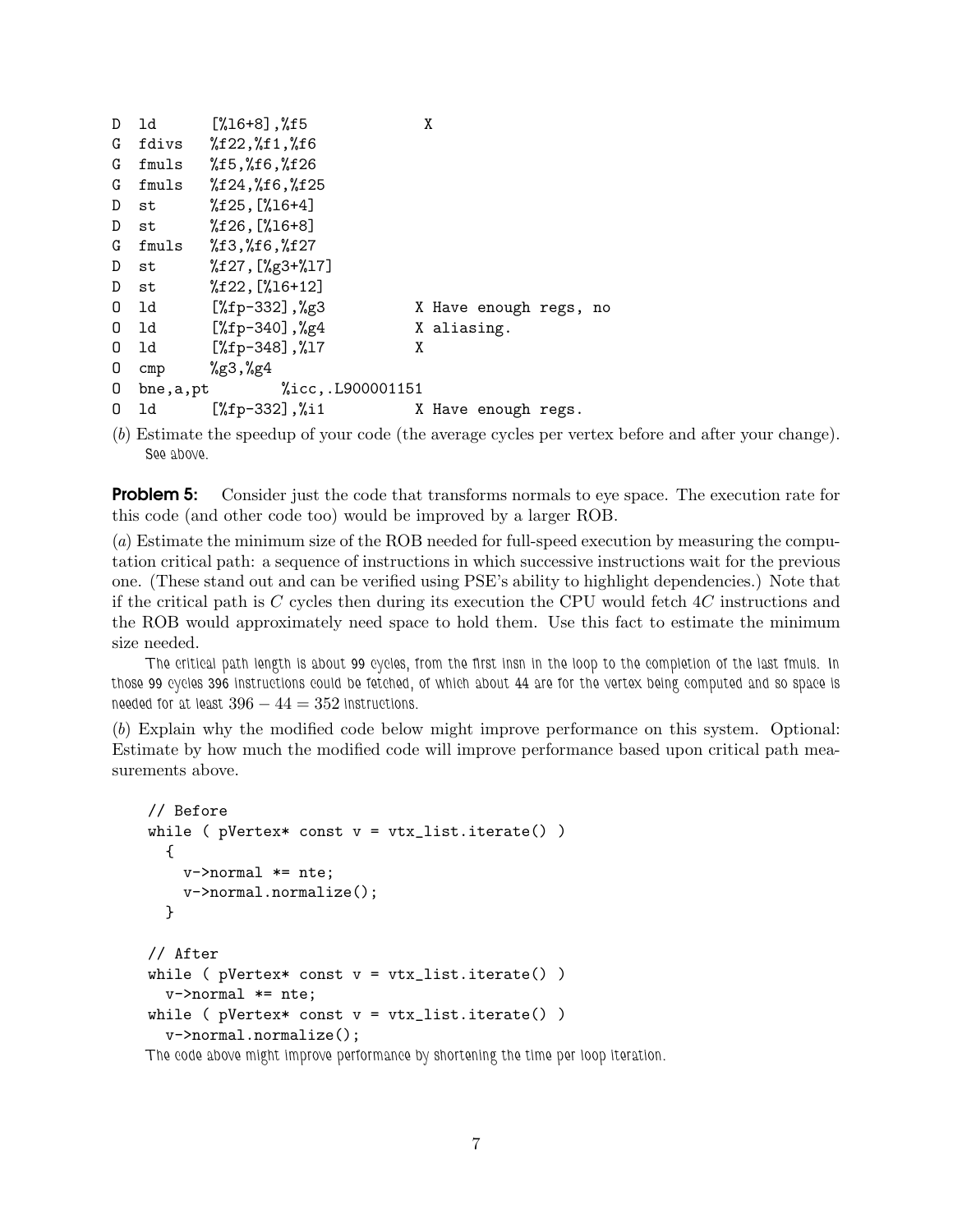```
D  ld       [%l6+8],%f5              X
G  fdivs    %f22,%f1,%f6
G  fmuls    %f5,%f6,%f26
G  fmuls    %f24,%f6,%f25
D  st       %f25,[%l6+4]
D  st       %f26,[%l6+8]
G  fmuls    %f3,%f6,%f27
D  st       %f27,[%g3+%l7]
D  st       %f22,[%l6+12]
O  ld       [%fp-332],%g3           X Have enough regs, no
O  ld       [%fp-340],%g4           X aliasing.
O  ld       [%fp-348],%l7           X
O  cmp      %g3,%g4
O  bne,a,pt         %icc,.L900001151
O  ld       [%fp-332],%i1           X Have enough regs.
```

(*b*) Estimate the speedup of your code (the average cycles per vertex before and after your change).

See above.

**Problem 5:** Consider just the code that transforms normals to eye space. The execution rate for this code (and other code too) would be improved by a larger ROB.

(*a*) Estimate the minimum size of the ROB needed for full-speed execution by measuring the computation critical path: a sequence of instructions in which successive instructions wait for the previous one. (These stand out and can be verified using PSE's ability to highlight dependencies.) Note that if the critical path is $C$ cycles then during its execution the CPU would fetch $4C$ instructions and the ROB would approximately need space to hold them. Use this fact to estimate the minimum size needed.

The critical path length is about 99 cycles, from the first insn in the loop to the completion of the last fmuls. In those 99 cycles 396 instructions could be fetched, of which about 44 are for the vertex being computed and so space is needed for at least $396 - 44 = 352$ instructions.

(*b*) Explain why the modified code below might improve performance on this system. Optional: Estimate by how much the modified code will improve performance based upon critical path measurements above.

```
// Before
while ( pVertex* const v = vtx_list.iterate() )
  {
    v->normal *= nte;
    v->normal.normalize();
  }

// After
while ( pVertex* const v = vtx_list.iterate() )
  v->normal *= nte;
while ( pVertex* const v = vtx_list.iterate() )
  v->normal.normalize();
```

The code above might improve performance by shortening the time per loop iteration.